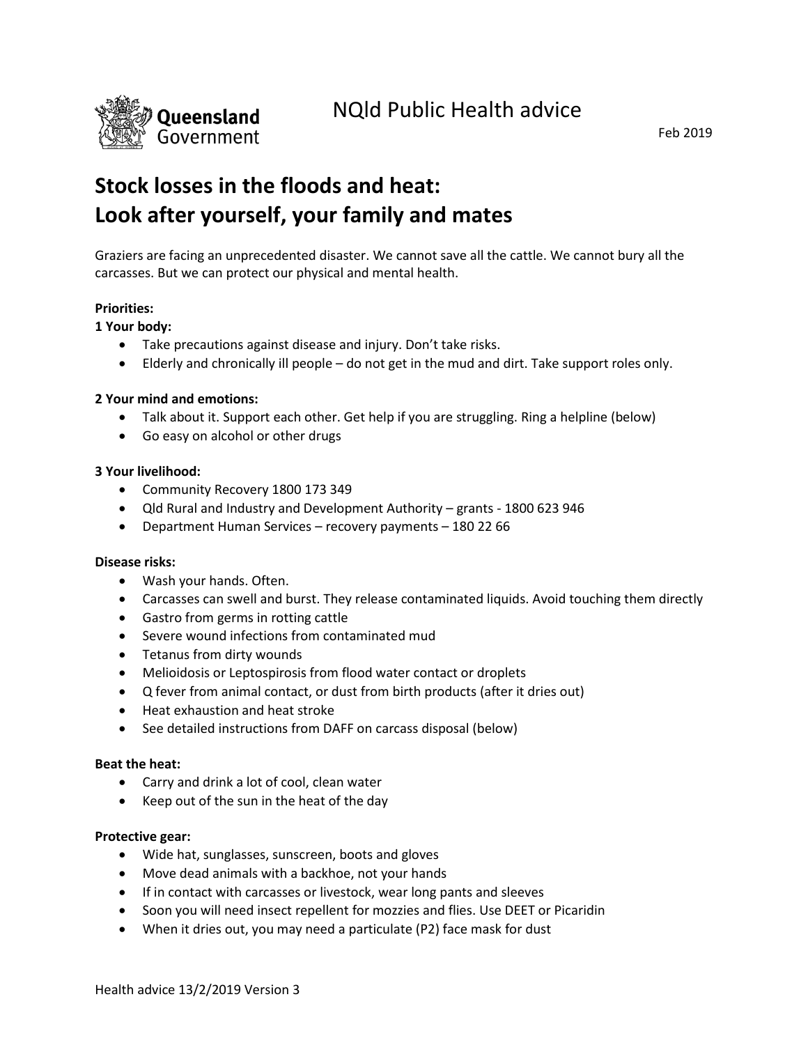Queensland Government

# NQld Public Health advice

Feb 2019

## Stock losses in the floods and heat: Look after yourself, your family and mates

Graziers are facing an unprecedented disaster. We cannot save all the cattle. We cannot bury all the carcasses. But we can protect our physical and mental health.

**Priorities:**

**1 Your body:**

- Take precautions against disease and injury. Don't take risks.
- Elderly and chronically ill people – do not get in the mud and dirt. Take support roles only.

**2 Your mind and emotions:**

- Talk about it. Support each other. Get help if you are struggling. Ring a helpline (below)
- Go easy on alcohol or other drugs

**3 Your livelihood:**

- Community Recovery 1800 173 349
- Qld Rural and Industry and Development Authority – grants - 1800 623 946
- Department Human Services – recovery payments – 180 22 66

**Disease risks:**

- Wash your hands. Often.
- Carcasses can swell and burst. They release contaminated liquids. Avoid touching them directly
- Gastro from germs in rotting cattle
- Severe wound infections from contaminated mud
- Tetanus from dirty wounds
- Melioidosis or Leptospirosis from flood water contact or droplets
- Q fever from animal contact, or dust from birth products (after it dries out)
- Heat exhaustion and heat stroke
- See detailed instructions from DAFF on carcass disposal (below)

**Beat the heat:**

- Carry and drink a lot of cool, clean water
- Keep out of the sun in the heat of the day

**Protective gear:**

- Wide hat, sunglasses, sunscreen, boots and gloves
- Move dead animals with a backhoe, not your hands
- If in contact with carcasses or livestock, wear long pants and sleeves
- Soon you will need insect repellent for mozzies and flies. Use DEET or Picaridin
- When it dries out, you may need a particulate (P2) face mask for dust

Health advice 13/2/2019 Version 3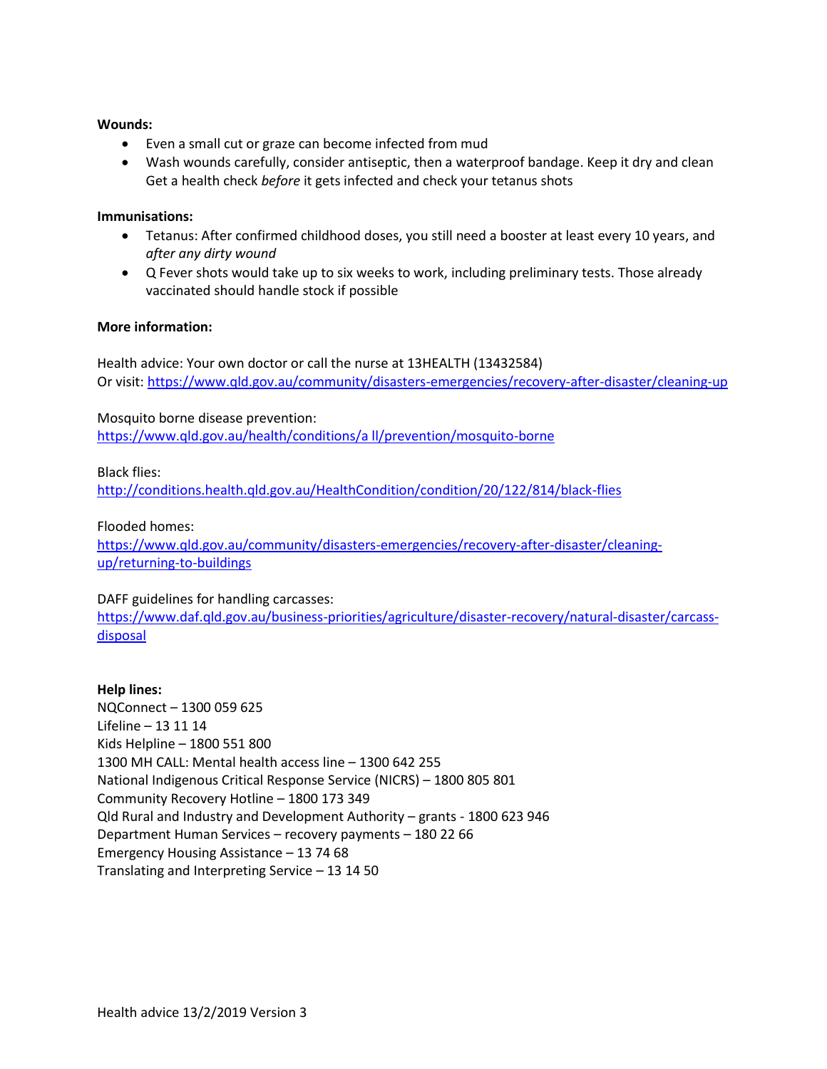**Wounds:**

- Even a small cut or graze can become infected from mud
- Wash wounds carefully, consider antiseptic, then a waterproof bandage. Keep it dry and clean Get a health check *before* it gets infected and check your tetanus shots

**Immunisations:**

- Tetanus: After confirmed childhood doses, you still need a booster at least every 10 years, and *after any dirty wound*
- Q Fever shots would take up to six weeks to work, including preliminary tests. Those already vaccinated should handle stock if possible

**More information:**

Health advice: Your own doctor or call the nurse at 13HEALTH (13432584)
Or visit: https://www.qld.gov.au/community/disasters-emergencies/recovery-after-disaster/cleaning-up

Mosquito borne disease prevention:
https://www.qld.gov.au/health/conditions/a ll/prevention/mosquito-borne

Black flies:
http://conditions.health.qld.gov.au/HealthCondition/condition/20/122/814/black-flies

Flooded homes:
https://www.qld.gov.au/community/disasters-emergencies/recovery-after-disaster/cleaning-up/returning-to-buildings

DAFF guidelines for handling carcasses:
https://www.daf.qld.gov.au/business-priorities/agriculture/disaster-recovery/natural-disaster/carcass-disposal

**Help lines:**

NQConnect – 1300 059 625
Lifeline – 13 11 14
Kids Helpline – 1800 551 800
1300 MH CALL: Mental health access line – 1300 642 255
National Indigenous Critical Response Service (NICRS) – 1800 805 801
Community Recovery Hotline – 1800 173 349
Qld Rural and Industry and Development Authority – grants - 1800 623 946
Department Human Services – recovery payments – 180 22 66
Emergency Housing Assistance – 13 74 68
Translating and Interpreting Service – 13 14 50